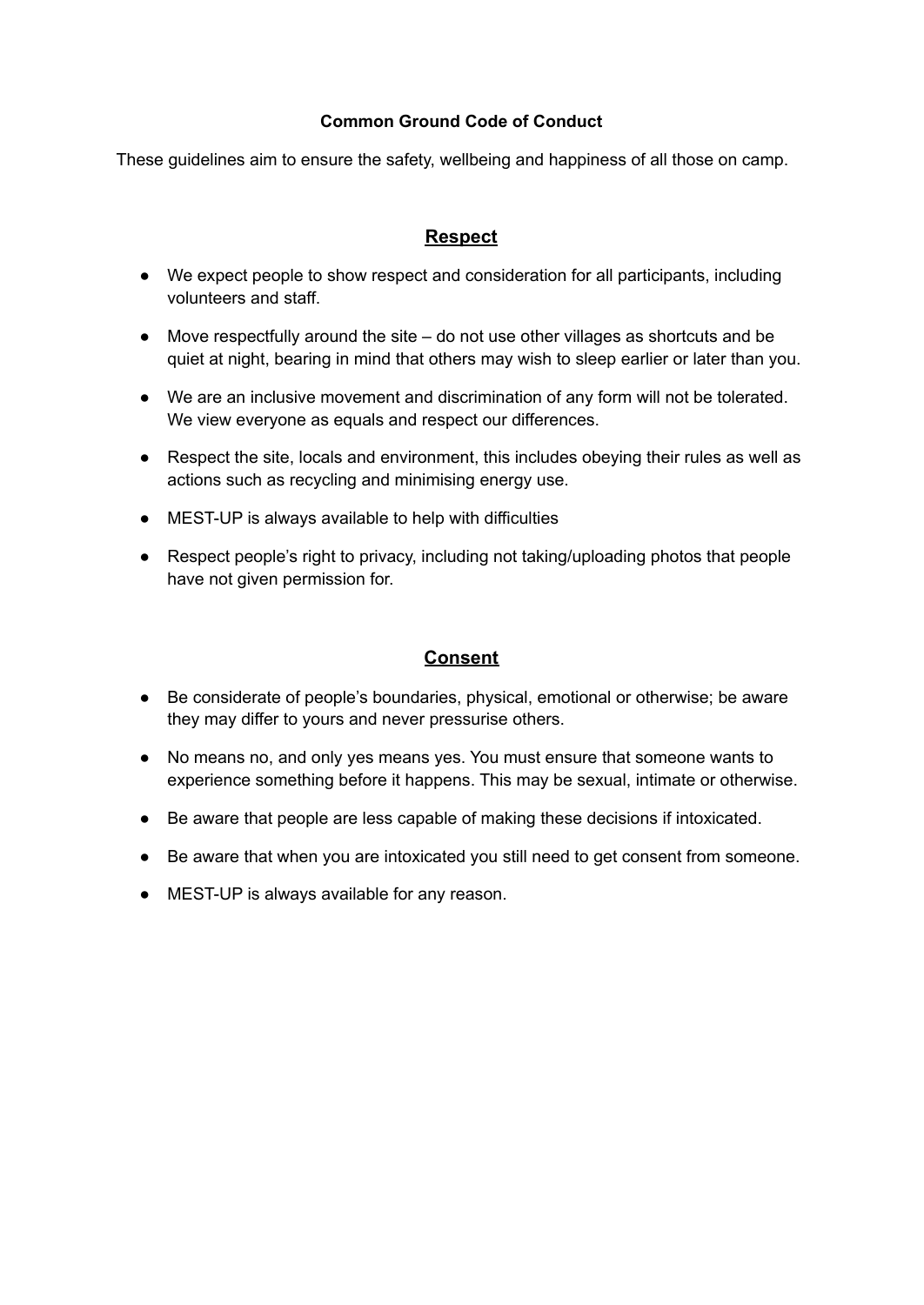# Common Ground Code of Conduct

These guidelines aim to ensure the safety, wellbeing and happiness of all those on camp.

## Respect

- We expect people to show respect and consideration for all participants, including volunteers and staff.
- Move respectfully around the site – do not use other villages as shortcuts and be quiet at night, bearing in mind that others may wish to sleep earlier or later than you.
- We are an inclusive movement and discrimination of any form will not be tolerated. We view everyone as equals and respect our differences.
- Respect the site, locals and environment, this includes obeying their rules as well as actions such as recycling and minimising energy use.
- MEST-UP is always available to help with difficulties
- Respect people's right to privacy, including not taking/uploading photos that people have not given permission for.

## Consent

- Be considerate of people's boundaries, physical, emotional or otherwise; be aware they may differ to yours and never pressurise others.
- No means no, and only yes means yes. You must ensure that someone wants to experience something before it happens. This may be sexual, intimate or otherwise.
- Be aware that people are less capable of making these decisions if intoxicated.
- Be aware that when you are intoxicated you still need to get consent from someone.
- MEST-UP is always available for any reason.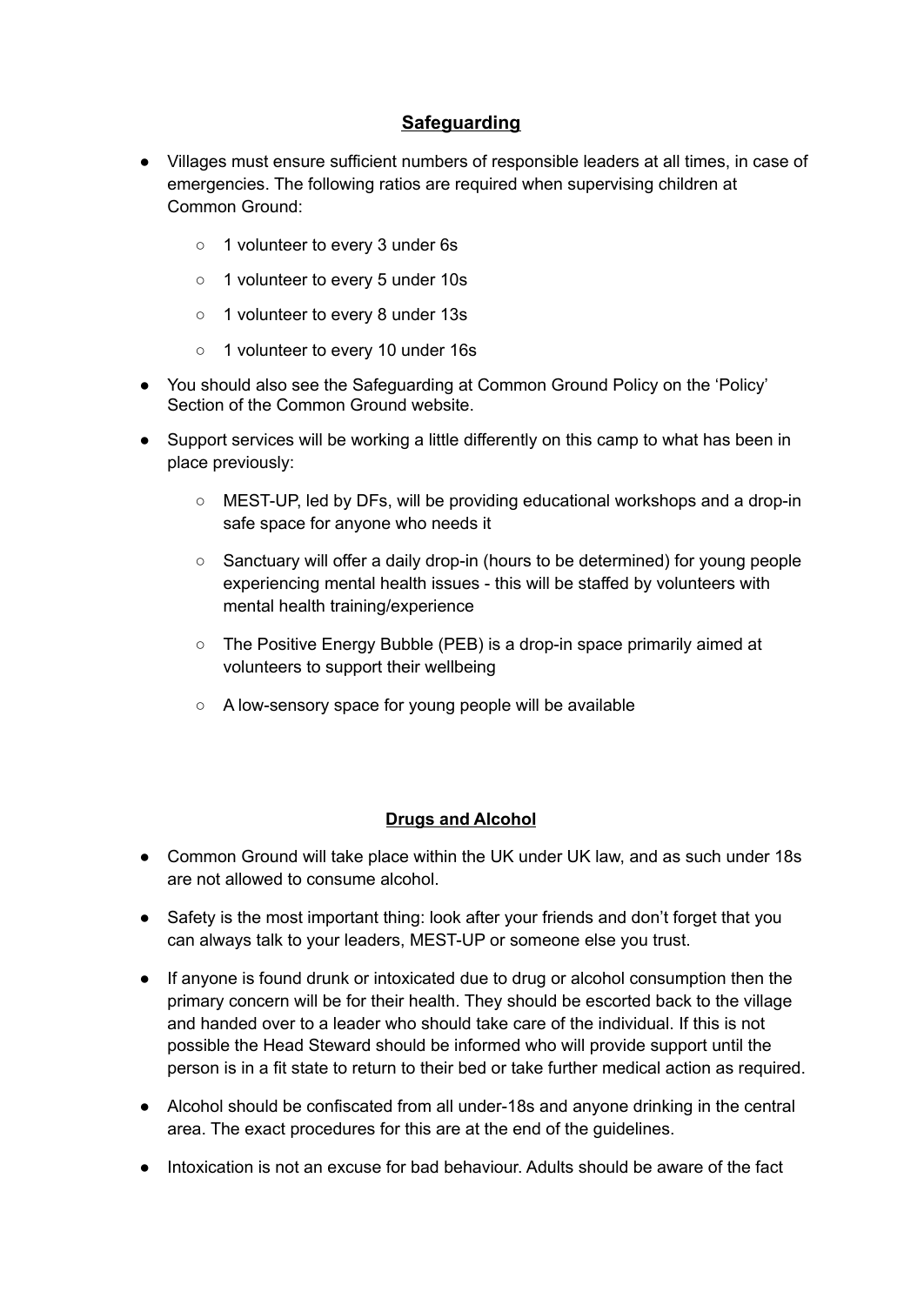## **Safeguarding**

- Villages must ensure sufficient numbers of responsible leaders at all times, in case of emergencies. The following ratios are required when supervising children at Common Ground:
  - 1 volunteer to every 3 under 6s
  - 1 volunteer to every 5 under 10s
  - 1 volunteer to every 8 under 13s
  - 1 volunteer to every 10 under 16s
- You should also see the Safeguarding at Common Ground Policy on the 'Policy' Section of the Common Ground website.
- Support services will be working a little differently on this camp to what has been in place previously:
  - MEST-UP, led by DFs, will be providing educational workshops and a drop-in safe space for anyone who needs it
  - Sanctuary will offer a daily drop-in (hours to be determined) for young people experiencing mental health issues - this will be staffed by volunteers with mental health training/experience
  - The Positive Energy Bubble (PEB) is a drop-in space primarily aimed at volunteers to support their wellbeing
  - A low-sensory space for young people will be available

## **Drugs and Alcohol**

- Common Ground will take place within the UK under UK law, and as such under 18s are not allowed to consume alcohol.
- Safety is the most important thing: look after your friends and don't forget that you can always talk to your leaders, MEST-UP or someone else you trust.
- If anyone is found drunk or intoxicated due to drug or alcohol consumption then the primary concern will be for their health. They should be escorted back to the village and handed over to a leader who should take care of the individual. If this is not possible the Head Steward should be informed who will provide support until the person is in a fit state to return to their bed or take further medical action as required.
- Alcohol should be confiscated from all under-18s and anyone drinking in the central area. The exact procedures for this are at the end of the guidelines.
- Intoxication is not an excuse for bad behaviour. Adults should be aware of the fact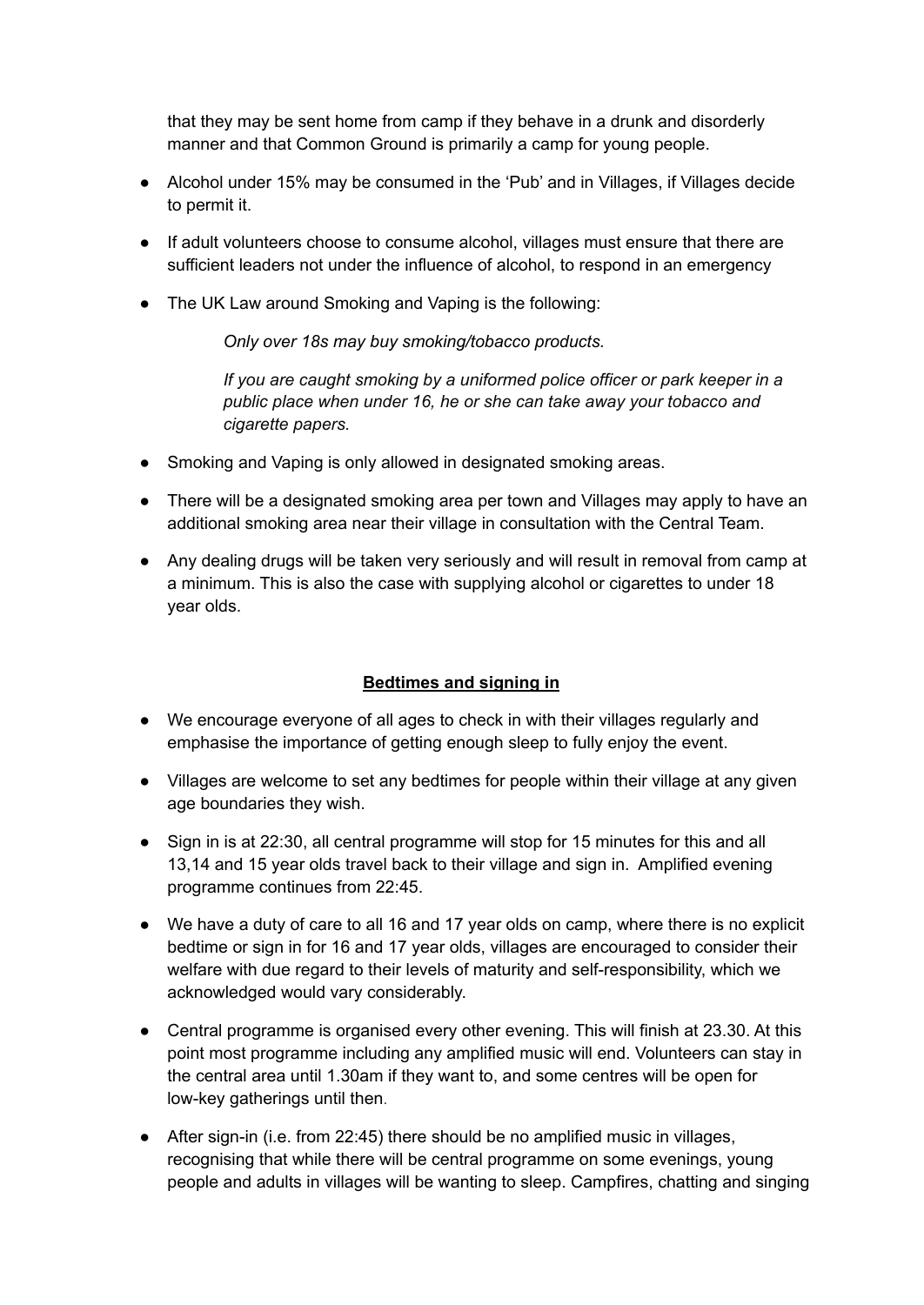that they may be sent home from camp if they behave in a drunk and disorderly manner and that Common Ground is primarily a camp for young people.

- Alcohol under 15% may be consumed in the 'Pub' and in Villages, if Villages decide to permit it.
- If adult volunteers choose to consume alcohol, villages must ensure that there are sufficient leaders not under the influence of alcohol, to respond in an emergency
- The UK Law around Smoking and Vaping is the following:

  *Only over 18s may buy smoking/tobacco products.*

  *If you are caught smoking by a uniformed police officer or park keeper in a public place when under 16, he or she can take away your tobacco and cigarette papers.*

- Smoking and Vaping is only allowed in designated smoking areas.
- There will be a designated smoking area per town and Villages may apply to have an additional smoking area near their village in consultation with the Central Team.
- Any dealing drugs will be taken very seriously and will result in removal from camp at a minimum. This is also the case with supplying alcohol or cigarettes to under 18 year olds.

## **Bedtimes and signing in**

- We encourage everyone of all ages to check in with their villages regularly and emphasise the importance of getting enough sleep to fully enjoy the event.
- Villages are welcome to set any bedtimes for people within their village at any given age boundaries they wish.
- Sign in is at 22:30, all central programme will stop for 15 minutes for this and all 13,14 and 15 year olds travel back to their village and sign in. Amplified evening programme continues from 22:45.
- We have a duty of care to all 16 and 17 year olds on camp, where there is no explicit bedtime or sign in for 16 and 17 year olds, villages are encouraged to consider their welfare with due regard to their levels of maturity and self-responsibility, which we acknowledged would vary considerably.
- Central programme is organised every other evening. This will finish at 23.30. At this point most programme including any amplified music will end. Volunteers can stay in the central area until 1.30am if they want to, and some centres will be open for low-key gatherings until then.
- After sign-in (i.e. from 22:45) there should be no amplified music in villages, recognising that while there will be central programme on some evenings, young people and adults in villages will be wanting to sleep. Campfires, chatting and singing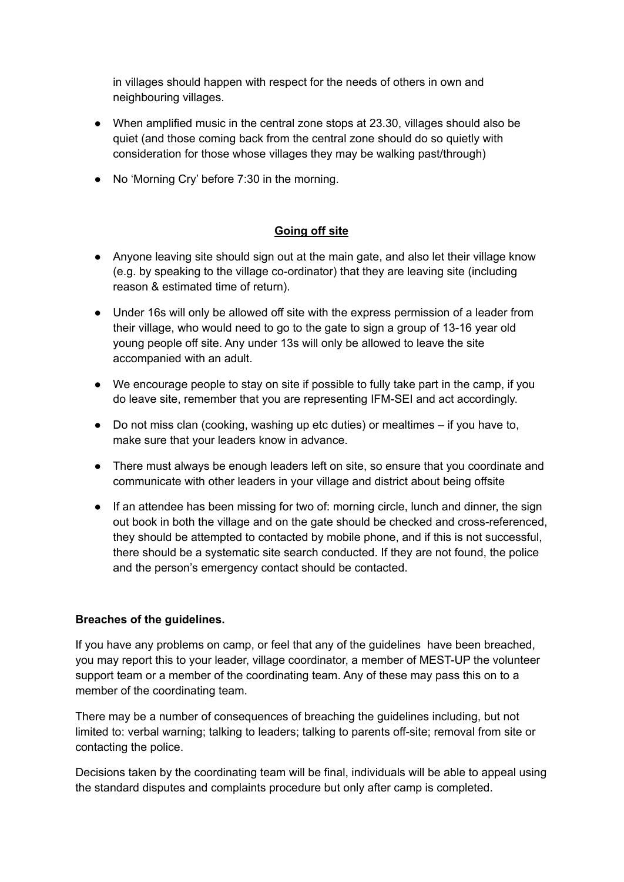in villages should happen with respect for the needs of others in own and neighbouring villages.

- When amplified music in the central zone stops at 23.30, villages should also be quiet (and those coming back from the central zone should do so quietly with consideration for those whose villages they may be walking past/through)
- No 'Morning Cry' before 7:30 in the morning.

## **Going off site**

- Anyone leaving site should sign out at the main gate, and also let their village know (e.g. by speaking to the village co-ordinator) that they are leaving site (including reason & estimated time of return).
- Under 16s will only be allowed off site with the express permission of a leader from their village, who would need to go to the gate to sign a group of 13-16 year old young people off site. Any under 13s will only be allowed to leave the site accompanied with an adult.
- We encourage people to stay on site if possible to fully take part in the camp, if you do leave site, remember that you are representing IFM-SEI and act accordingly.
- Do not miss clan (cooking, washing up etc duties) or mealtimes – if you have to, make sure that your leaders know in advance.
- There must always be enough leaders left on site, so ensure that you coordinate and communicate with other leaders in your village and district about being offsite
- If an attendee has been missing for two of: morning circle, lunch and dinner, the sign out book in both the village and on the gate should be checked and cross-referenced, they should be attempted to contacted by mobile phone, and if this is not successful, there should be a systematic site search conducted. If they are not found, the police and the person's emergency contact should be contacted.

**Breaches of the guidelines.**

If you have any problems on camp, or feel that any of the guidelines have been breached, you may report this to your leader, village coordinator, a member of MEST-UP the volunteer support team or a member of the coordinating team. Any of these may pass this on to a member of the coordinating team.

There may be a number of consequences of breaching the guidelines including, but not limited to: verbal warning; talking to leaders; talking to parents off-site; removal from site or contacting the police.

Decisions taken by the coordinating team will be final, individuals will be able to appeal using the standard disputes and complaints procedure but only after camp is completed.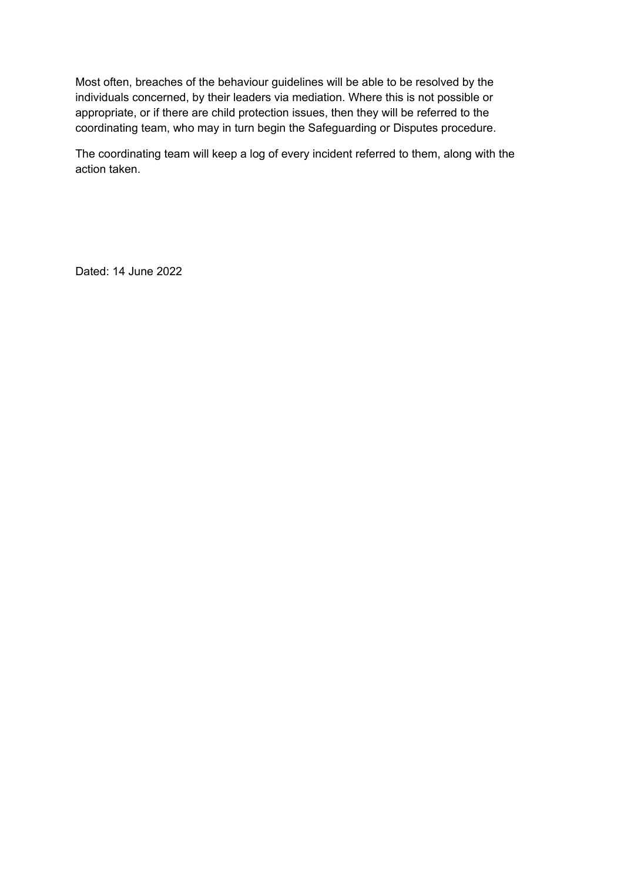Most often, breaches of the behaviour guidelines will be able to be resolved by the individuals concerned, by their leaders via mediation. Where this is not possible or appropriate, or if there are child protection issues, then they will be referred to the coordinating team, who may in turn begin the Safeguarding or Disputes procedure.

The coordinating team will keep a log of every incident referred to them, along with the action taken.

Dated: 14 June 2022